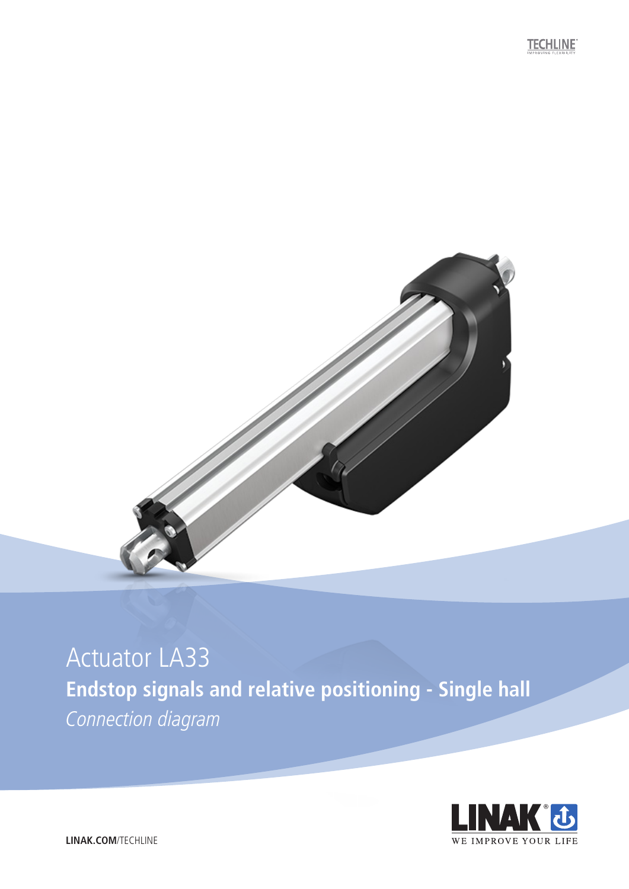TECHLINE
IMPROVING FLEXIBILITY

# Actuator LA33

## Endstop signals and relative positioning - Single hall

*Connection diagram*

**LINAK.COM**/TECHLINE

LINAK®
WE IMPROVE YOUR LIFE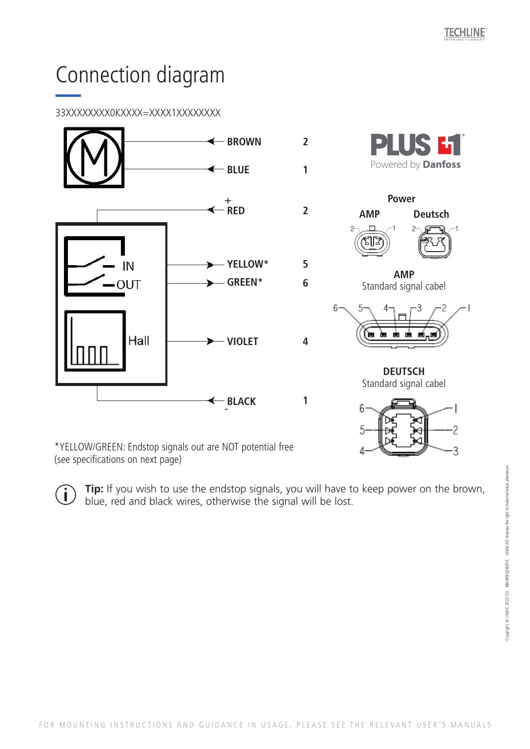# Connection diagram

33XXXXXXXX0KXXXX=XXXX1XXXXXXXX

| Wire | Pin |
|---|---|
| BROWN | 2 |
| BLUE | 1 |
| + RED | 2 |
| YELLOW* | 5 |
| GREEN* | 6 |
| VIOLET | 4 |
| BLACK - | 1 |

M

IN

OUT

Hall

PLUS 1 Powered by Danfoss

**Power**

**AMP** **Deutsch**

**AMP**
Standard signal cabel

**DEUTSCH**
Standard signal cabel

*YELLOW/GREEN: Endstop signals out are NOT potential free (see specifications on next page)

**Tip:** If you wish to use the endstop signals, you will have to keep power on the brown, blue, red and black wires, otherwise the signal will be lost.

FOR MOUNTING INSTRUCTIONS AND GUIDANCE IN USAGE, PLEASE SEE THE RELEVANT USER'S MANUALS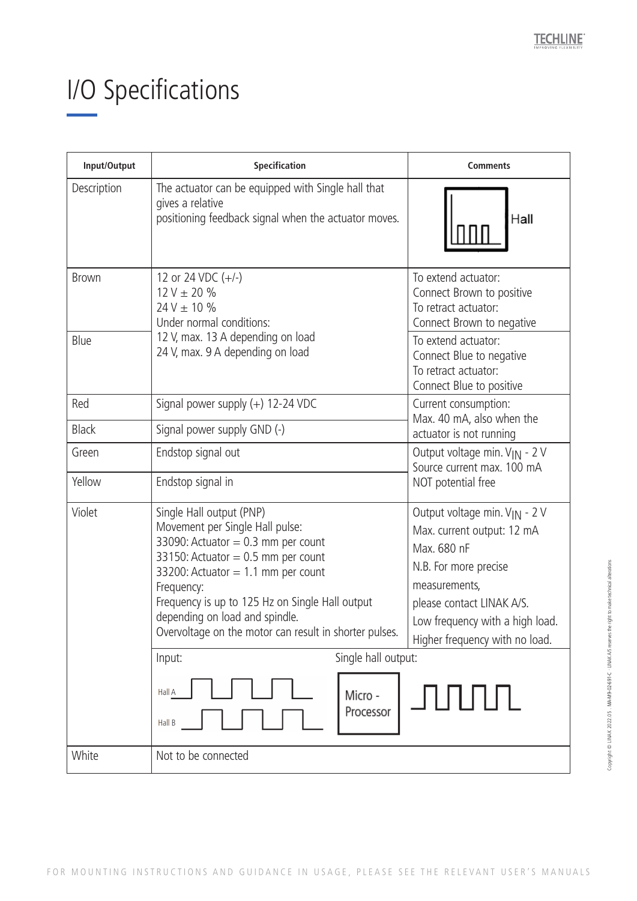# I/O Specifications

| Input/Output | Specification | Comments |
|---|---|---|
| Description | The actuator can be equipped with Single hall that gives a relative positioning feedback signal when the actuator moves. | Hall |
| Brown | 12 or 24 VDC (+/-)<br>12 V ± 20 %<br>24 V ± 10 %<br>Under normal conditions:<br>12 V, max. 13 A depending on load<br>24 V, max. 9 A depending on load | To extend actuator:<br>Connect Brown to positive<br>To retract actuator:<br>Connect Brown to negative |
| Blue | | To extend actuator:<br>Connect Blue to negative<br>To retract actuator:<br>Connect Blue to positive |
| Red | Signal power supply (+) 12-24 VDC | Current consumption:<br>Max. 40 mA, also when the actuator is not running |
| Black | Signal power supply GND (-) | |
| Green | Endstop signal out | Output voltage min. $V_{IN}$ - 2 V<br>Source current max. 100 mA<br>NOT potential free |
| Yellow | Endstop signal in | |
| Violet | Single Hall output (PNP)<br>Movement per Single Hall pulse:<br>33090: Actuator = 0.3 mm per count<br>33150: Actuator = 0.5 mm per count<br>33200: Actuator = 1.1 mm per count<br>Frequency:<br>Frequency is up to 125 Hz on Single Hall output depending on load and spindle.<br>Overvoltage on the motor can result in shorter pulses.<br><br>Input: Hall A, Hall B → Micro - Processor → Single hall output | Output voltage min. $V_{IN}$ - 2 V<br>Max. current output: 12 mA<br>Max. 680 nF<br>N.B. For more precise measurements,<br>please contact LINAK A/S.<br>Low frequency with a high load.<br>Higher frequency with no load. |
| White | Not to be connected | |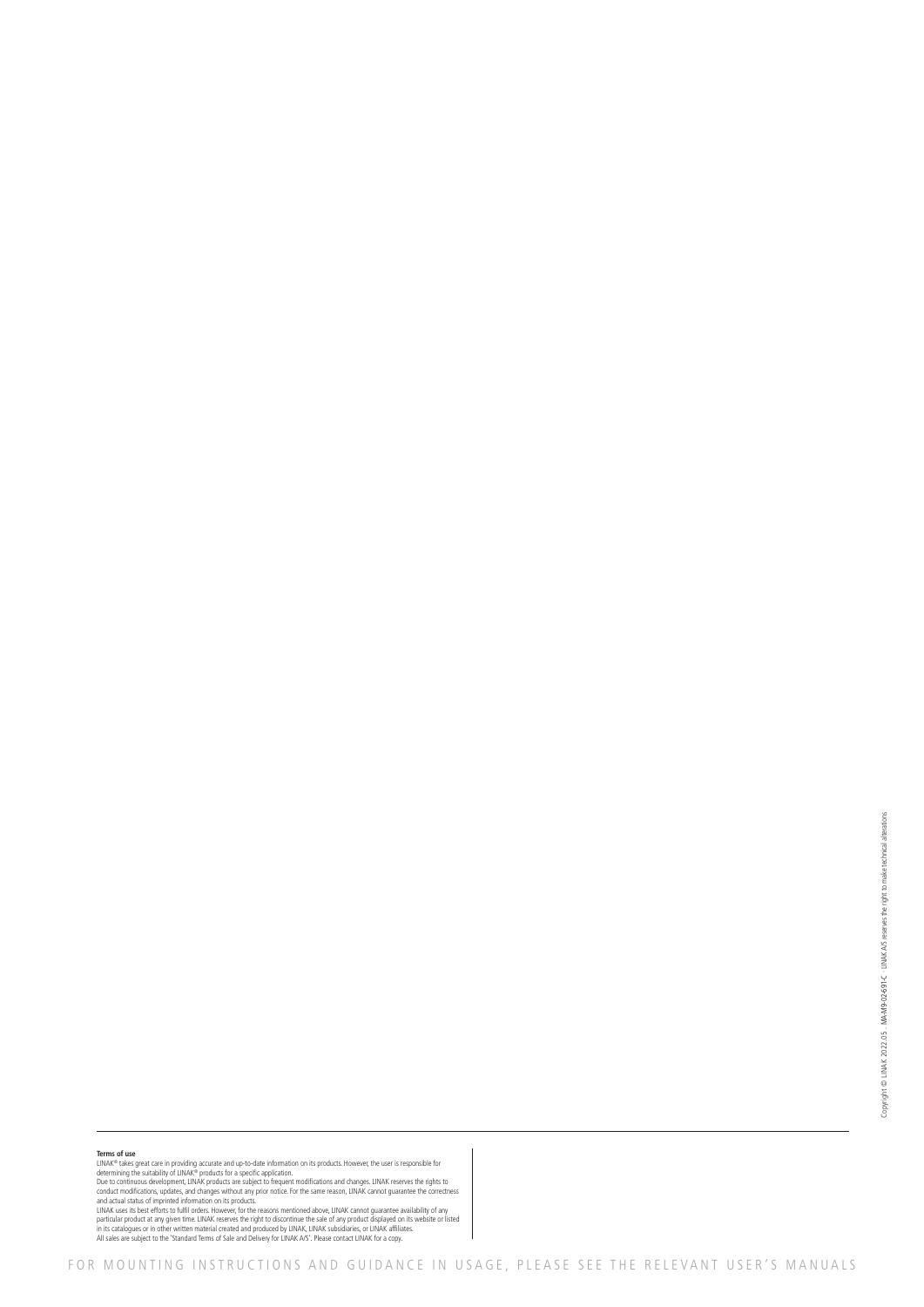**Terms of use**

LINAK® takes great care in providing accurate and up-to-date information on its products. However, the user is responsible for determining the suitability of LINAK® products for a specific application.

Due to continuous development, LINAK products are subject to frequent modifications and changes. LINAK reserves the rights to conduct modifications, updates, and changes without any prior notice. For the same reason, LINAK cannot guarantee the correctness and actual status of imprinted information on its products.

LINAK uses its best efforts to fulfil orders. However, for the reasons mentioned above, LINAK cannot guarantee availability of any particular product at any given time. LINAK reserves the right to discontinue the sale of any product displayed on its website or listed in its catalogues or in other written material created and produced by LINAK, LINAK subsidiaries, or LINAK affiliates.

All sales are subject to the 'Standard Terms of Sale and Delivery for LINAK A/S'. Please contact LINAK for a copy.

Copyright © LINAK 2022.05 · MA-M9-02-691-C · LINAK A/S reserves the right to make technical alterations

FOR MOUNTING INSTRUCTIONS AND GUIDANCE IN USAGE, PLEASE SEE THE RELEVANT USER'S MANUALS